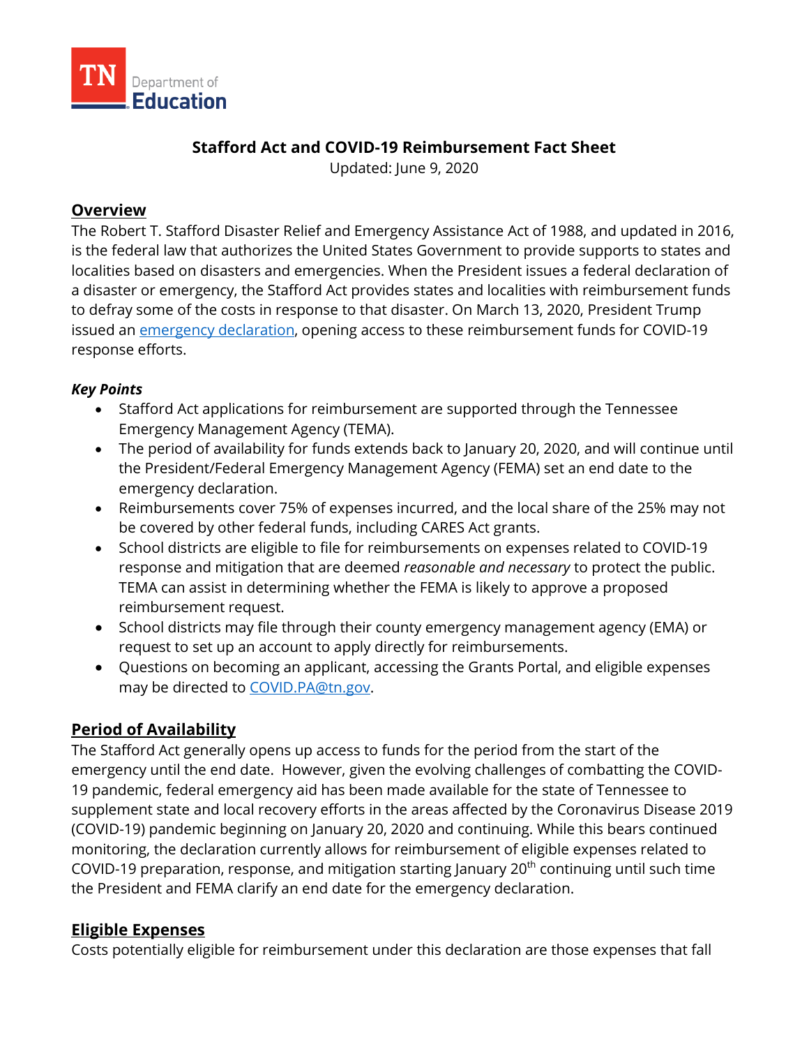TN Department of Education

# Stafford Act and COVID-19 Reimbursement Fact Sheet

Updated: June 9, 2020

## Overview

The Robert T. Stafford Disaster Relief and Emergency Assistance Act of 1988, and updated in 2016, is the federal law that authorizes the United States Government to provide supports to states and localities based on disasters and emergencies. When the President issues a federal declaration of a disaster or emergency, the Stafford Act provides states and localities with reimbursement funds to defray some of the costs in response to that disaster. On March 13, 2020, President Trump issued an emergency declaration, opening access to these reimbursement funds for COVID-19 response efforts.

### *Key Points*

- Stafford Act applications for reimbursement are supported through the Tennessee Emergency Management Agency (TEMA).
- The period of availability for funds extends back to January 20, 2020, and will continue until the President/Federal Emergency Management Agency (FEMA) set an end date to the emergency declaration.
- Reimbursements cover 75% of expenses incurred, and the local share of the 25% may not be covered by other federal funds, including CARES Act grants.
- School districts are eligible to file for reimbursements on expenses related to COVID-19 response and mitigation that are deemed *reasonable and necessary* to protect the public. TEMA can assist in determining whether the FEMA is likely to approve a proposed reimbursement request.
- School districts may file through their county emergency management agency (EMA) or request to set up an account to apply directly for reimbursements.
- Questions on becoming an applicant, accessing the Grants Portal, and eligible expenses may be directed to COVID.PA@tn.gov.

## Period of Availability

The Stafford Act generally opens up access to funds for the period from the start of the emergency until the end date. However, given the evolving challenges of combatting the COVID-19 pandemic, federal emergency aid has been made available for the state of Tennessee to supplement state and local recovery efforts in the areas affected by the Coronavirus Disease 2019 (COVID-19) pandemic beginning on January 20, 2020 and continuing. While this bears continued monitoring, the declaration currently allows for reimbursement of eligible expenses related to COVID-19 preparation, response, and mitigation starting January 20th continuing until such time the President and FEMA clarify an end date for the emergency declaration.

## Eligible Expenses

Costs potentially eligible for reimbursement under this declaration are those expenses that fall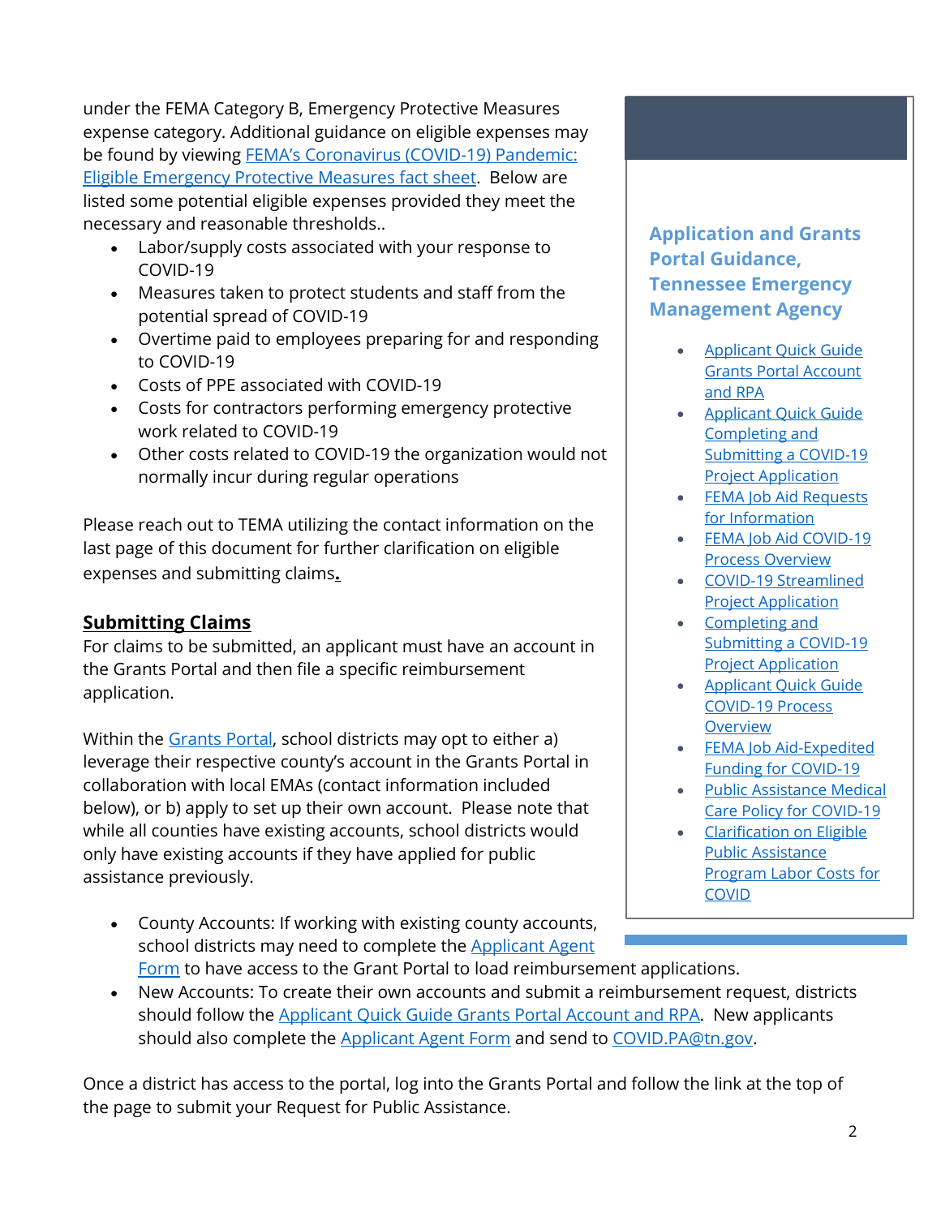under the FEMA Category B, Emergency Protective Measures expense category. Additional guidance on eligible expenses may be found by viewing [FEMA's Coronavirus (COVID-19) Pandemic: Eligible Emergency Protective Measures fact sheet](). Below are listed some potential eligible expenses provided they meet the necessary and reasonable thresholds..

- Labor/supply costs associated with your response to COVID-19
- Measures taken to protect students and staff from the potential spread of COVID-19
- Overtime paid to employees preparing for and responding to COVID-19
- Costs of PPE associated with COVID-19
- Costs for contractors performing emergency protective work related to COVID-19
- Other costs related to COVID-19 the organization would not normally incur during regular operations

Please reach out to TEMA utilizing the contact information on the last page of this document for further clarification on eligible expenses and submitting claims.

## Submitting Claims

For claims to be submitted, an applicant must have an account in the Grants Portal and then file a specific reimbursement application.

Within the Grants Portal, school districts may opt to either a) leverage their respective county's account in the Grants Portal in collaboration with local EMAs (contact information included below), or b) apply to set up their own account. Please note that while all counties have existing accounts, school districts would only have existing accounts if they have applied for public assistance previously.

- County Accounts: If working with existing county accounts, school districts may need to complete the Applicant Agent Form to have access to the Grant Portal to load reimbursement applications.
- New Accounts: To create their own accounts and submit a reimbursement request, districts should follow the Applicant Quick Guide Grants Portal Account and RPA. New applicants should also complete the Applicant Agent Form and send to COVID.PA@tn.gov.

Once a district has access to the portal, log into the Grants Portal and follow the link at the top of the page to submit your Request for Public Assistance.

### Application and Grants Portal Guidance, Tennessee Emergency Management Agency

- Applicant Quick Guide Grants Portal Account and RPA
- Applicant Quick Guide Completing and Submitting a COVID-19 Project Application
- FEMA Job Aid Requests for Information
- FEMA Job Aid COVID-19 Process Overview
- COVID-19 Streamlined Project Application
- Completing and Submitting a COVID-19 Project Application
- Applicant Quick Guide COVID-19 Process Overview
- FEMA Job Aid-Expedited Funding for COVID-19
- Public Assistance Medical Care Policy for COVID-19
- Clarification on Eligible Public Assistance Program Labor Costs for COVID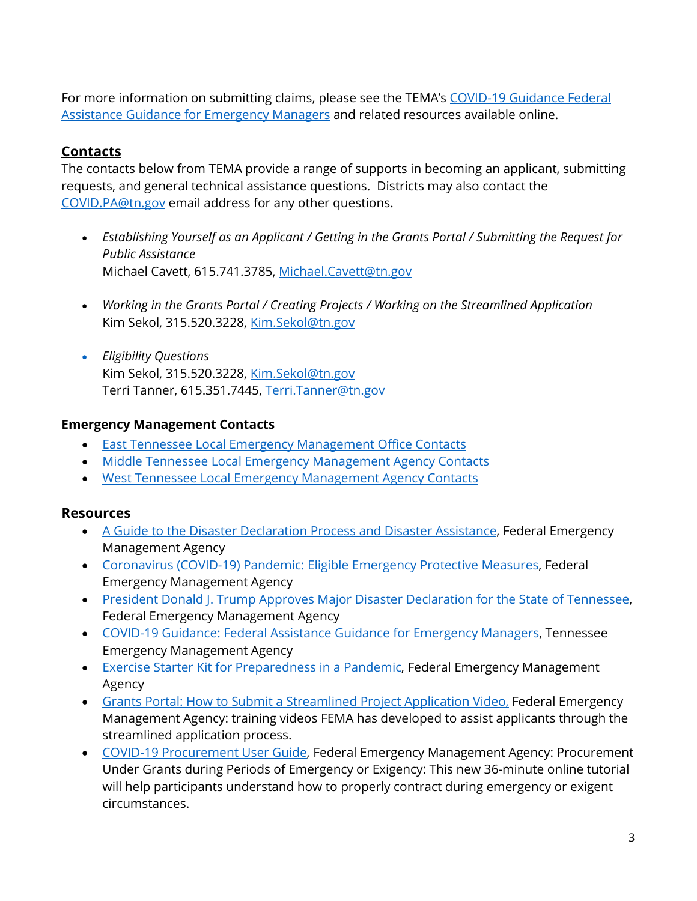For more information on submitting claims, please see the TEMA's COVID-19 Guidance Federal Assistance Guidance for Emergency Managers and related resources available online.

## Contacts

The contacts below from TEMA provide a range of supports in becoming an applicant, submitting requests, and general technical assistance questions. Districts may also contact the COVID.PA@tn.gov email address for any other questions.

- *Establishing Yourself as an Applicant / Getting in the Grants Portal / Submitting the Request for Public Assistance*
  Michael Cavett, 615.741.3785, Michael.Cavett@tn.gov

- *Working in the Grants Portal / Creating Projects / Working on the Streamlined Application*
  Kim Sekol, 315.520.3228, Kim.Sekol@tn.gov

- *Eligibility Questions*
  Kim Sekol, 315.520.3228, Kim.Sekol@tn.gov
  Terri Tanner, 615.351.7445, Terri.Tanner@tn.gov

### Emergency Management Contacts

- East Tennessee Local Emergency Management Office Contacts
- Middle Tennessee Local Emergency Management Agency Contacts
- West Tennessee Local Emergency Management Agency Contacts

## Resources

- A Guide to the Disaster Declaration Process and Disaster Assistance, Federal Emergency Management Agency
- Coronavirus (COVID-19) Pandemic: Eligible Emergency Protective Measures, Federal Emergency Management Agency
- President Donald J. Trump Approves Major Disaster Declaration for the State of Tennessee, Federal Emergency Management Agency
- COVID-19 Guidance: Federal Assistance Guidance for Emergency Managers, Tennessee Emergency Management Agency
- Exercise Starter Kit for Preparedness in a Pandemic, Federal Emergency Management Agency
- Grants Portal: How to Submit a Streamlined Project Application Video, Federal Emergency Management Agency: training videos FEMA has developed to assist applicants through the streamlined application process.
- COVID-19 Procurement User Guide, Federal Emergency Management Agency: Procurement Under Grants during Periods of Emergency or Exigency: This new 36-minute online tutorial will help participants understand how to properly contract during emergency or exigent circumstances.